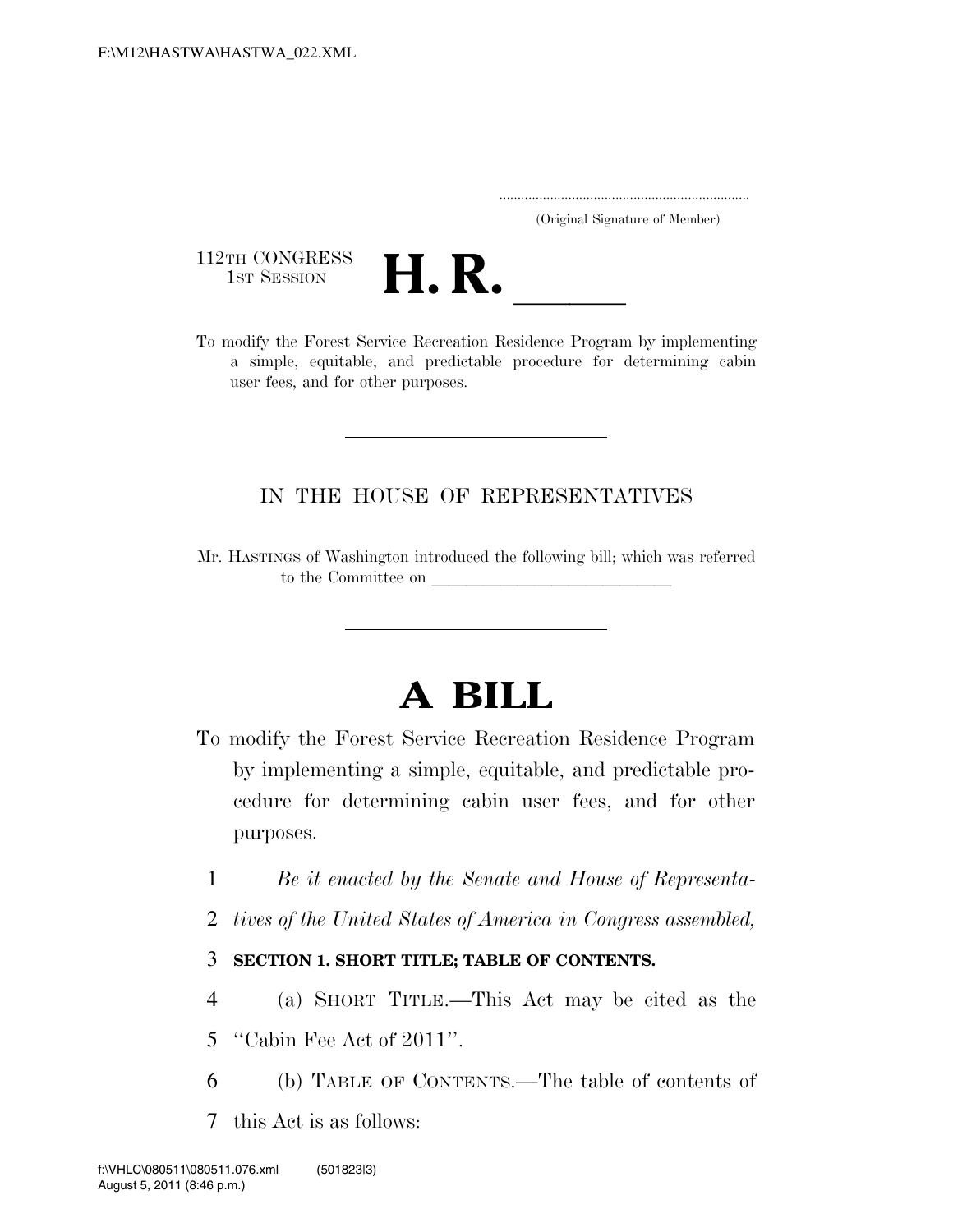(Original Signature of Member)

112TH CONGRESS
1ST SESSION

# H. R. \_\_\_\_\_

To modify the Forest Service Recreation Residence Program by implementing a simple, equitable, and predictable procedure for determining cabin user fees, and for other purposes.

IN THE HOUSE OF REPRESENTATIVES

Mr. HASTINGS of Washington introduced the following bill; which was referred to the Committee on \_\_\_\_\_\_\_\_\_\_\_\_\_\_\_\_\_\_\_\_\_\_\_\_\_\_\_\_

# A BILL

To modify the Forest Service Recreation Residence Program by implementing a simple, equitable, and predictable procedure for determining cabin user fees, and for other purposes.

1 *Be it enacted by the Senate and House of Representa-*
2 *tives of the United States of America in Congress assembled,*

3 **SECTION 1. SHORT TITLE; TABLE OF CONTENTS.**

4 (a) SHORT TITLE.—This Act may be cited as the
5 "Cabin Fee Act of 2011".

6 (b) TABLE OF CONTENTS.—The table of contents of
7 this Act is as follows: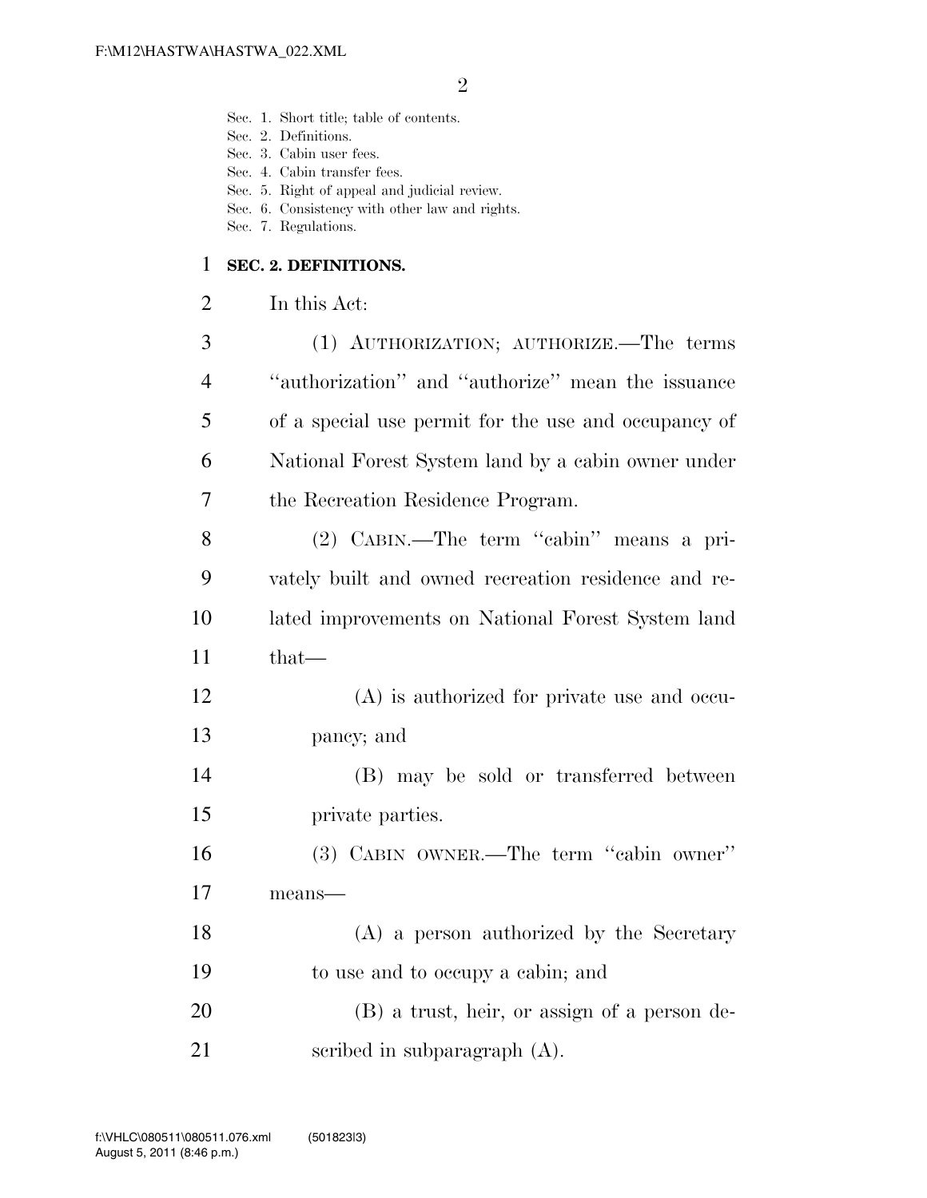Sec. 1. Short title; table of contents.
Sec. 2. Definitions.
Sec. 3. Cabin user fees.
Sec. 4. Cabin transfer fees.
Sec. 5. Right of appeal and judicial review.
Sec. 6. Consistency with other law and rights.
Sec. 7. Regulations.

## SEC. 2. DEFINITIONS.

In this Act:

(1) AUTHORIZATION; AUTHORIZE.—The terms "authorization" and "authorize" mean the issuance of a special use permit for the use and occupancy of National Forest System land by a cabin owner under the Recreation Residence Program.

(2) CABIN.—The term "cabin" means a privately built and owned recreation residence and related improvements on National Forest System land that—

(A) is authorized for private use and occupancy; and

(B) may be sold or transferred between private parties.

(3) CABIN OWNER.—The term "cabin owner" means—

(A) a person authorized by the Secretary to use and to occupy a cabin; and

(B) a trust, heir, or assign of a person described in subparagraph (A).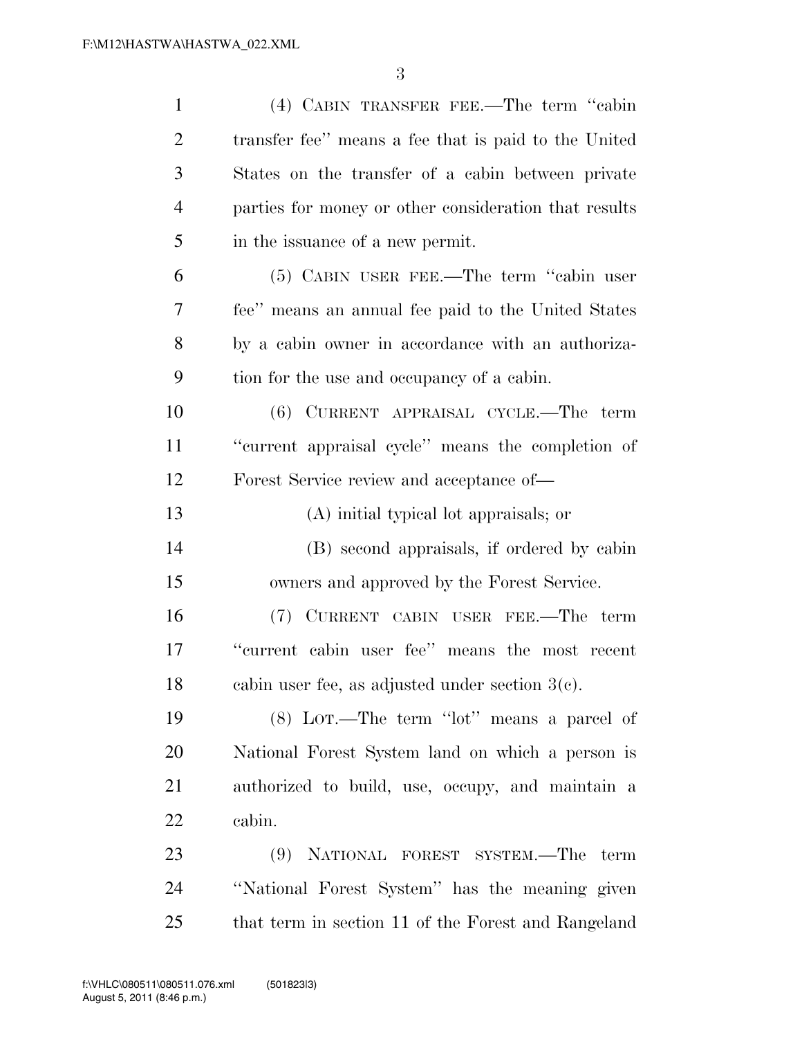(4) CABIN TRANSFER FEE.—The term ''cabin transfer fee'' means a fee that is paid to the United States on the transfer of a cabin between private parties for money or other consideration that results in the issuance of a new permit.

(5) CABIN USER FEE.—The term ''cabin user fee'' means an annual fee paid to the United States by a cabin owner in accordance with an authorization for the use and occupancy of a cabin.

(6) CURRENT APPRAISAL CYCLE.—The term ''current appraisal cycle'' means the completion of Forest Service review and acceptance of—

(A) initial typical lot appraisals; or

(B) second appraisals, if ordered by cabin owners and approved by the Forest Service.

(7) CURRENT CABIN USER FEE.—The term ''current cabin user fee'' means the most recent cabin user fee, as adjusted under section 3(c).

(8) LOT.—The term ''lot'' means a parcel of National Forest System land on which a person is authorized to build, use, occupy, and maintain a cabin.

(9) NATIONAL FOREST SYSTEM.—The term ''National Forest System'' has the meaning given that term in section 11 of the Forest and Rangeland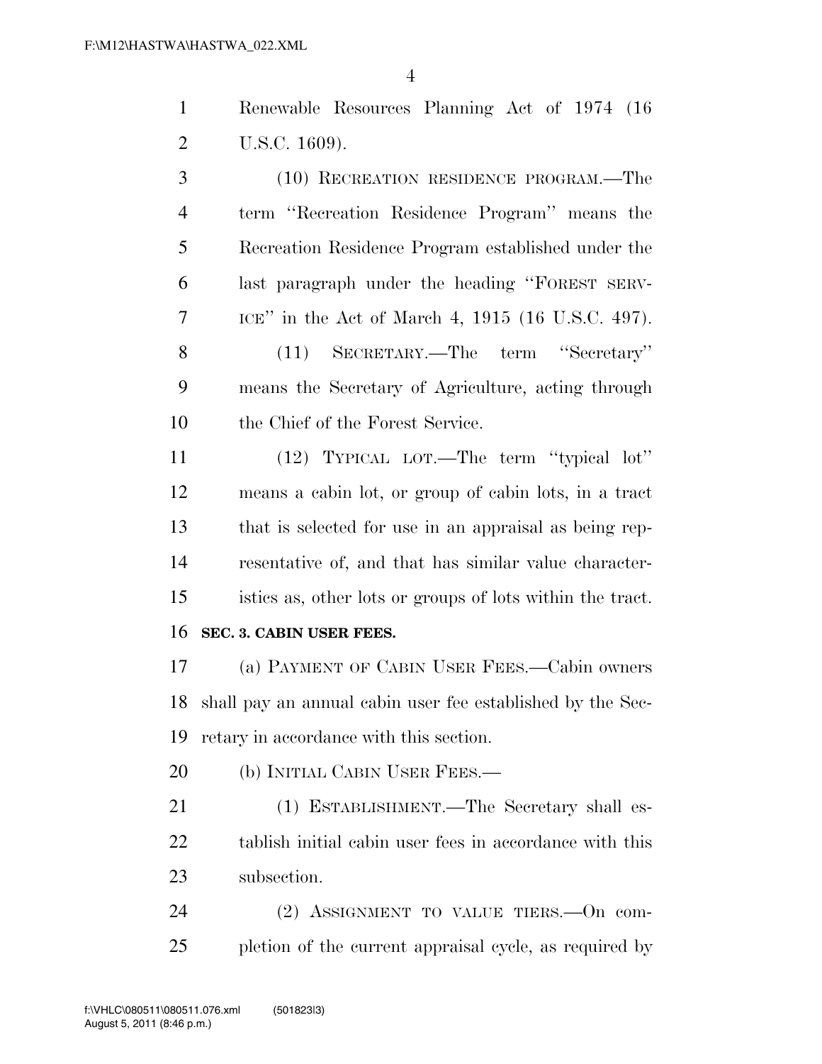Renewable Resources Planning Act of 1974 (16 U.S.C. 1609).

(10) RECREATION RESIDENCE PROGRAM.—The term ''Recreation Residence Program'' means the Recreation Residence Program established under the last paragraph under the heading ''FOREST SERVICE'' in the Act of March 4, 1915 (16 U.S.C. 497).

(11) SECRETARY.—The term ''Secretary'' means the Secretary of Agriculture, acting through the Chief of the Forest Service.

(12) TYPICAL LOT.—The term ''typical lot'' means a cabin lot, or group of cabin lots, in a tract that is selected for use in an appraisal as being representative of, and that has similar value characteristics as, other lots or groups of lots within the tract.

**SEC. 3. CABIN USER FEES.**

(a) PAYMENT OF CABIN USER FEES.—Cabin owners shall pay an annual cabin user fee established by the Secretary in accordance with this section.

(b) INITIAL CABIN USER FEES.—

(1) ESTABLISHMENT.—The Secretary shall establish initial cabin user fees in accordance with this subsection.

(2) ASSIGNMENT TO VALUE TIERS.—On completion of the current appraisal cycle, as required by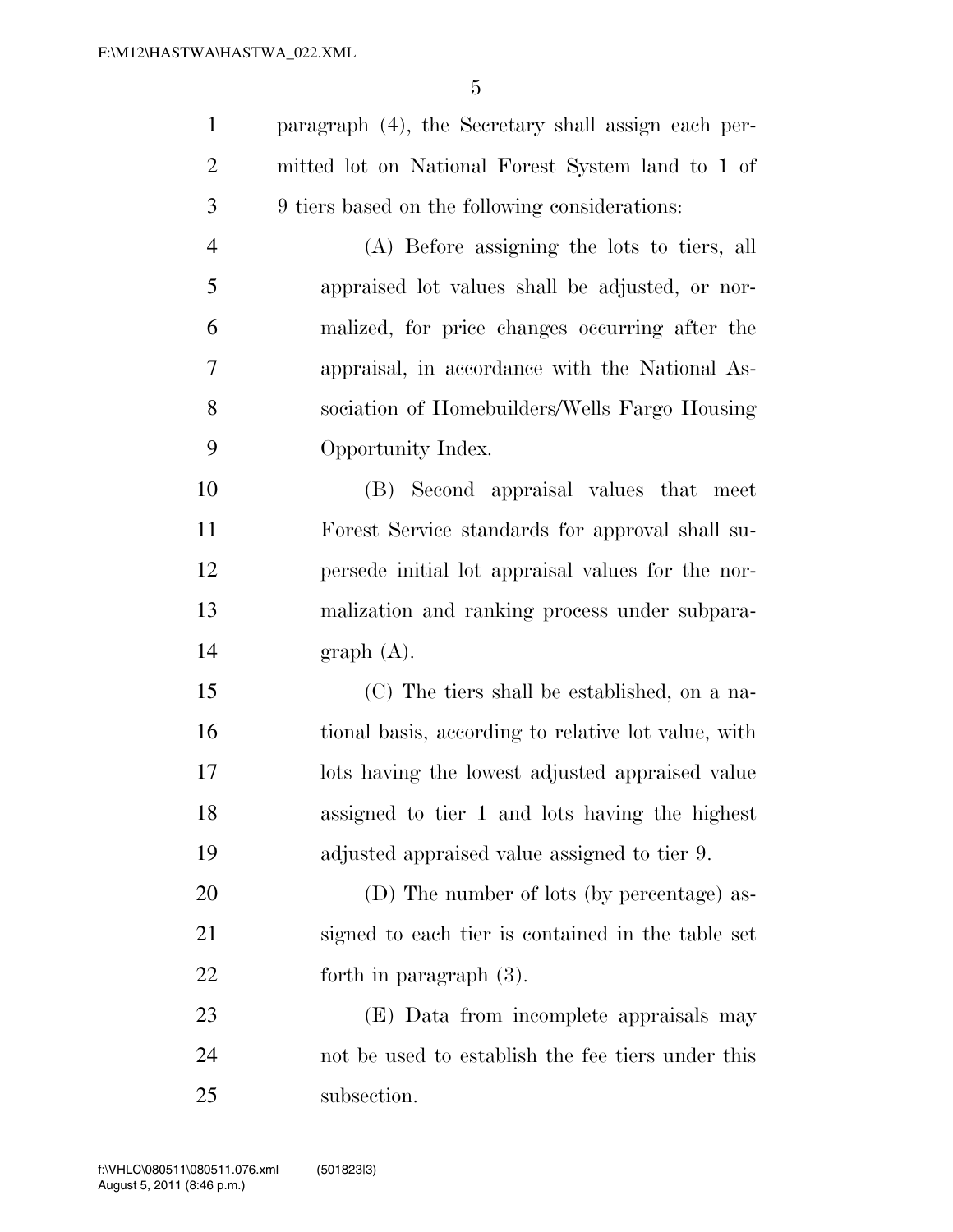paragraph (4), the Secretary shall assign each permitted lot on National Forest System land to 1 of 9 tiers based on the following considerations:

(A) Before assigning the lots to tiers, all appraised lot values shall be adjusted, or normalized, for price changes occurring after the appraisal, in accordance with the National Association of Homebuilders/Wells Fargo Housing Opportunity Index.

(B) Second appraisal values that meet Forest Service standards for approval shall supersede initial lot appraisal values for the normalization and ranking process under subparagraph (A).

(C) The tiers shall be established, on a national basis, according to relative lot value, with lots having the lowest adjusted appraised value assigned to tier 1 and lots having the highest adjusted appraised value assigned to tier 9.

(D) The number of lots (by percentage) assigned to each tier is contained in the table set forth in paragraph (3).

(E) Data from incomplete appraisals may not be used to establish the fee tiers under this subsection.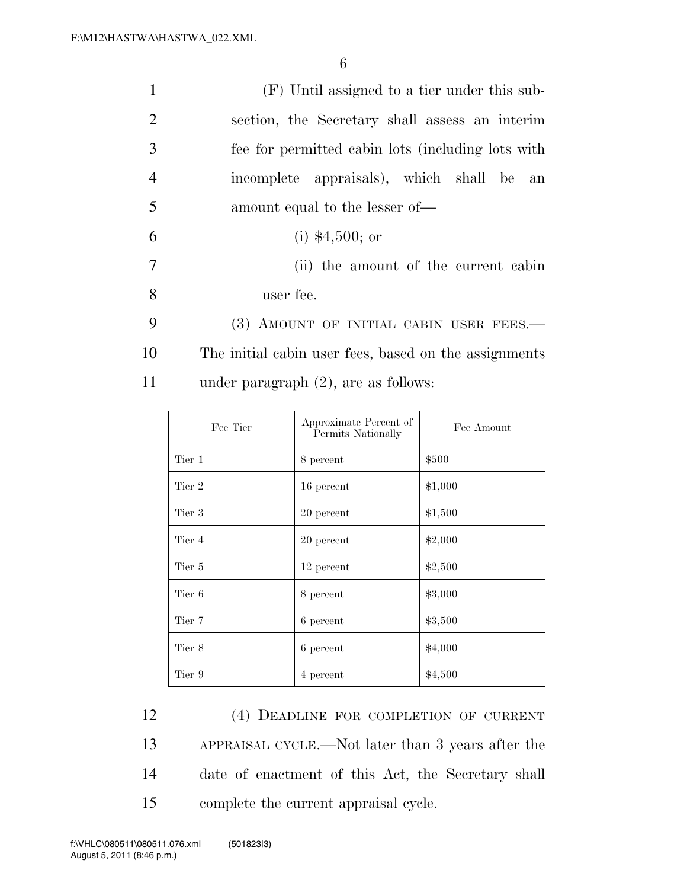(F) Until assigned to a tier under this subsection, the Secretary shall assess an interim fee for permitted cabin lots (including lots with incomplete appraisals), which shall be an amount equal to the lesser of—

(i) $4,500; or

(ii) the amount of the current cabin user fee.

(3) AMOUNT OF INITIAL CABIN USER FEES.—The initial cabin user fees, based on the assignments under paragraph (2), are as follows:

| Fee Tier | Approximate Percent of Permits Nationally | Fee Amount |
|---|---|---|
| Tier 1 | 8 percent | $500 |
| Tier 2 | 16 percent | $1,000 |
| Tier 3 | 20 percent | $1,500 |
| Tier 4 | 20 percent | $2,000 |
| Tier 5 | 12 percent | $2,500 |
| Tier 6 | 8 percent | $3,000 |
| Tier 7 | 6 percent | $3,500 |
| Tier 8 | 6 percent | $4,000 |
| Tier 9 | 4 percent | $4,500 |

(4) DEADLINE FOR COMPLETION OF CURRENT APPRAISAL CYCLE.—Not later than 3 years after the date of enactment of this Act, the Secretary shall complete the current appraisal cycle.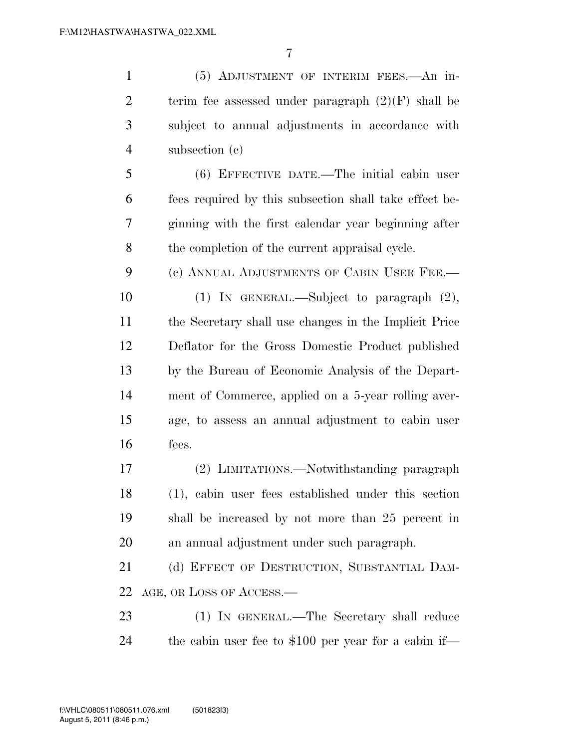(5) ADJUSTMENT OF INTERIM FEES.—An interim fee assessed under paragraph (2)(F) shall be subject to annual adjustments in accordance with subsection (c)

(6) EFFECTIVE DATE.—The initial cabin user fees required by this subsection shall take effect beginning with the first calendar year beginning after the completion of the current appraisal cycle.

(c) ANNUAL ADJUSTMENTS OF CABIN USER FEE.—

(1) IN GENERAL.—Subject to paragraph (2), the Secretary shall use changes in the Implicit Price Deflator for the Gross Domestic Product published by the Bureau of Economic Analysis of the Department of Commerce, applied on a 5-year rolling average, to assess an annual adjustment to cabin user fees.

(2) LIMITATIONS.—Notwithstanding paragraph (1), cabin user fees established under this section shall be increased by not more than 25 percent in an annual adjustment under such paragraph.

(d) EFFECT OF DESTRUCTION, SUBSTANTIAL DAMAGE, OR LOSS OF ACCESS.—

(1) IN GENERAL.—The Secretary shall reduce the cabin user fee to $100 per year for a cabin if—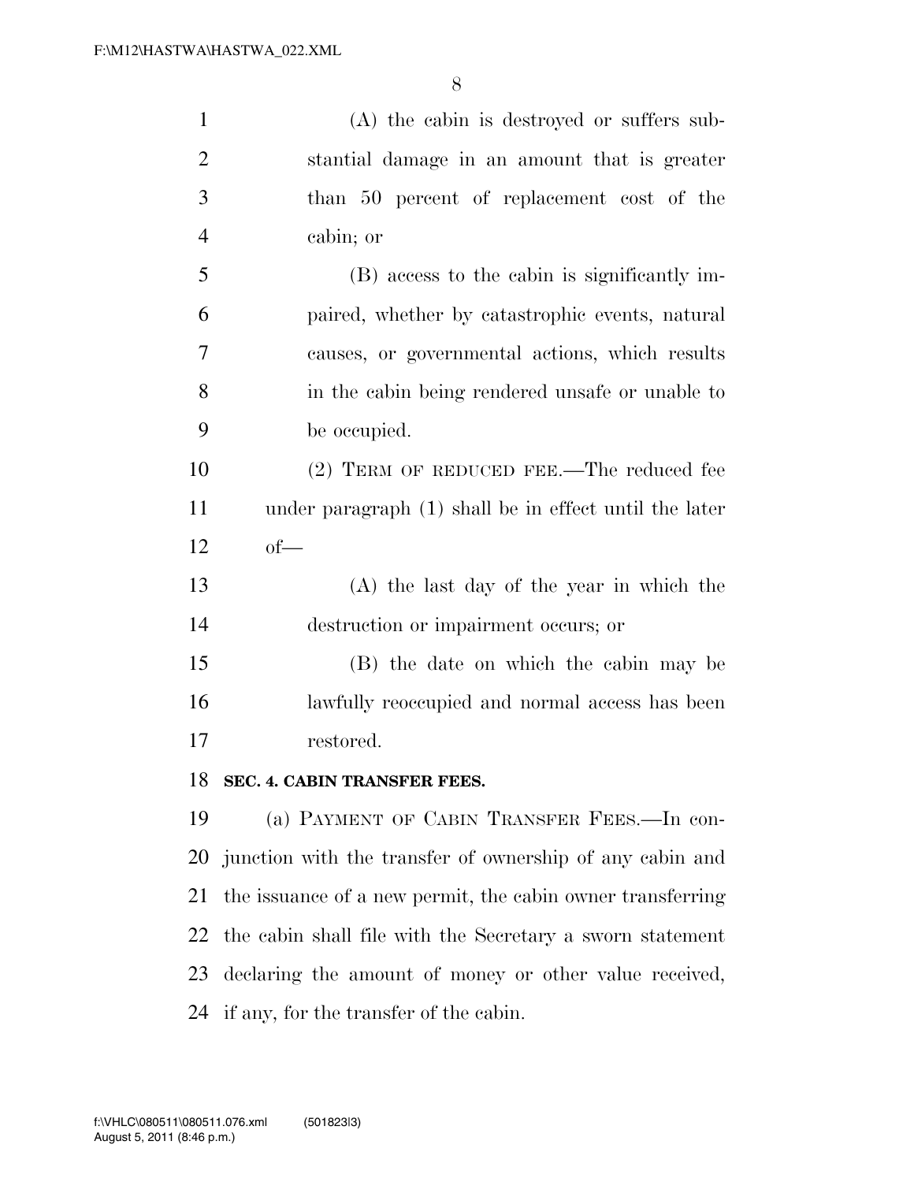(A) the cabin is destroyed or suffers substantial damage in an amount that is greater than 50 percent of replacement cost of the cabin; or

(B) access to the cabin is significantly impaired, whether by catastrophic events, natural causes, or governmental actions, which results in the cabin being rendered unsafe or unable to be occupied.

(2) TERM OF REDUCED FEE.—The reduced fee under paragraph (1) shall be in effect until the later of—

(A) the last day of the year in which the destruction or impairment occurs; or

(B) the date on which the cabin may be lawfully reoccupied and normal access has been restored.

**SEC. 4. CABIN TRANSFER FEES.**

(a) PAYMENT OF CABIN TRANSFER FEES.—In conjunction with the transfer of ownership of any cabin and the issuance of a new permit, the cabin owner transferring the cabin shall file with the Secretary a sworn statement declaring the amount of money or other value received, if any, for the transfer of the cabin.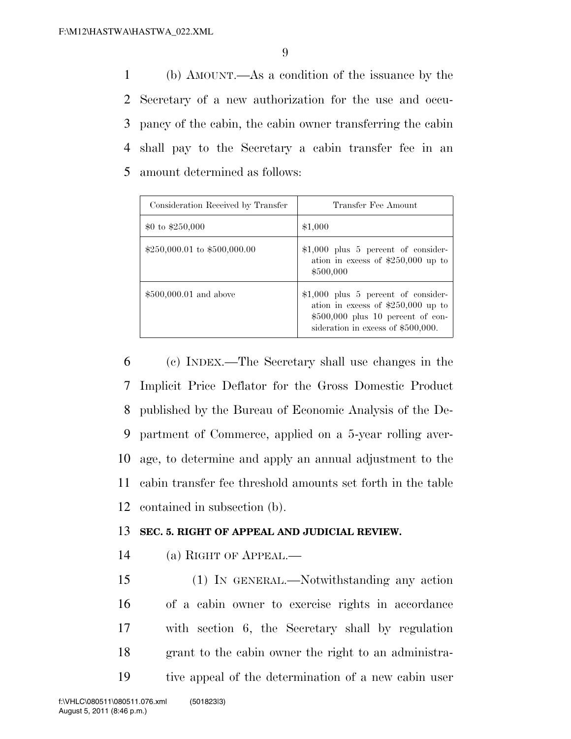(b) AMOUNT.—As a condition of the issuance by the Secretary of a new authorization for the use and occupancy of the cabin, the cabin owner transferring the cabin shall pay to the Secretary a cabin transfer fee in an amount determined as follows:

| Consideration Received by Transfer | Transfer Fee Amount |
|---|---|
| $0 to $250,000 | $1,000 |
| $250,000.01 to $500,000.00 | $1,000 plus 5 percent of consideration in excess of $250,000 up to $500,000 |
| $500,000.01 and above | $1,000 plus 5 percent of consideration in excess of $250,000 up to $500,000 plus 10 percent of consideration in excess of $500,000. |

(c) INDEX.—The Secretary shall use changes in the Implicit Price Deflator for the Gross Domestic Product published by the Bureau of Economic Analysis of the Department of Commerce, applied on a 5-year rolling average, to determine and apply an annual adjustment to the cabin transfer fee threshold amounts set forth in the table contained in subsection (b).

**SEC. 5. RIGHT OF APPEAL AND JUDICIAL REVIEW.**

(a) RIGHT OF APPEAL.—

(1) IN GENERAL.—Notwithstanding any action of a cabin owner to exercise rights in accordance with section 6, the Secretary shall by regulation grant to the cabin owner the right to an administrative appeal of the determination of a new cabin user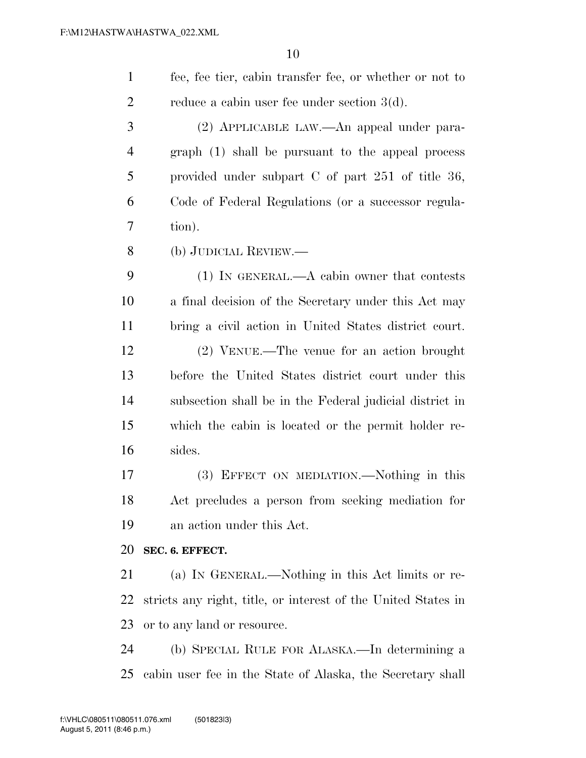fee, fee tier, cabin transfer fee, or whether or not to reduce a cabin user fee under section 3(d).

(2) APPLICABLE LAW.—An appeal under paragraph (1) shall be pursuant to the appeal process provided under subpart C of part 251 of title 36, Code of Federal Regulations (or a successor regulation).

(b) JUDICIAL REVIEW.—

(1) IN GENERAL.—A cabin owner that contests a final decision of the Secretary under this Act may bring a civil action in United States district court.

(2) VENUE.—The venue for an action brought before the United States district court under this subsection shall be in the Federal judicial district in which the cabin is located or the permit holder resides.

(3) EFFECT ON MEDIATION.—Nothing in this Act precludes a person from seeking mediation for an action under this Act.

**SEC. 6. EFFECT.**

(a) IN GENERAL.—Nothing in this Act limits or restricts any right, title, or interest of the United States in or to any land or resource.

(b) SPECIAL RULE FOR ALASKA.—In determining a cabin user fee in the State of Alaska, the Secretary shall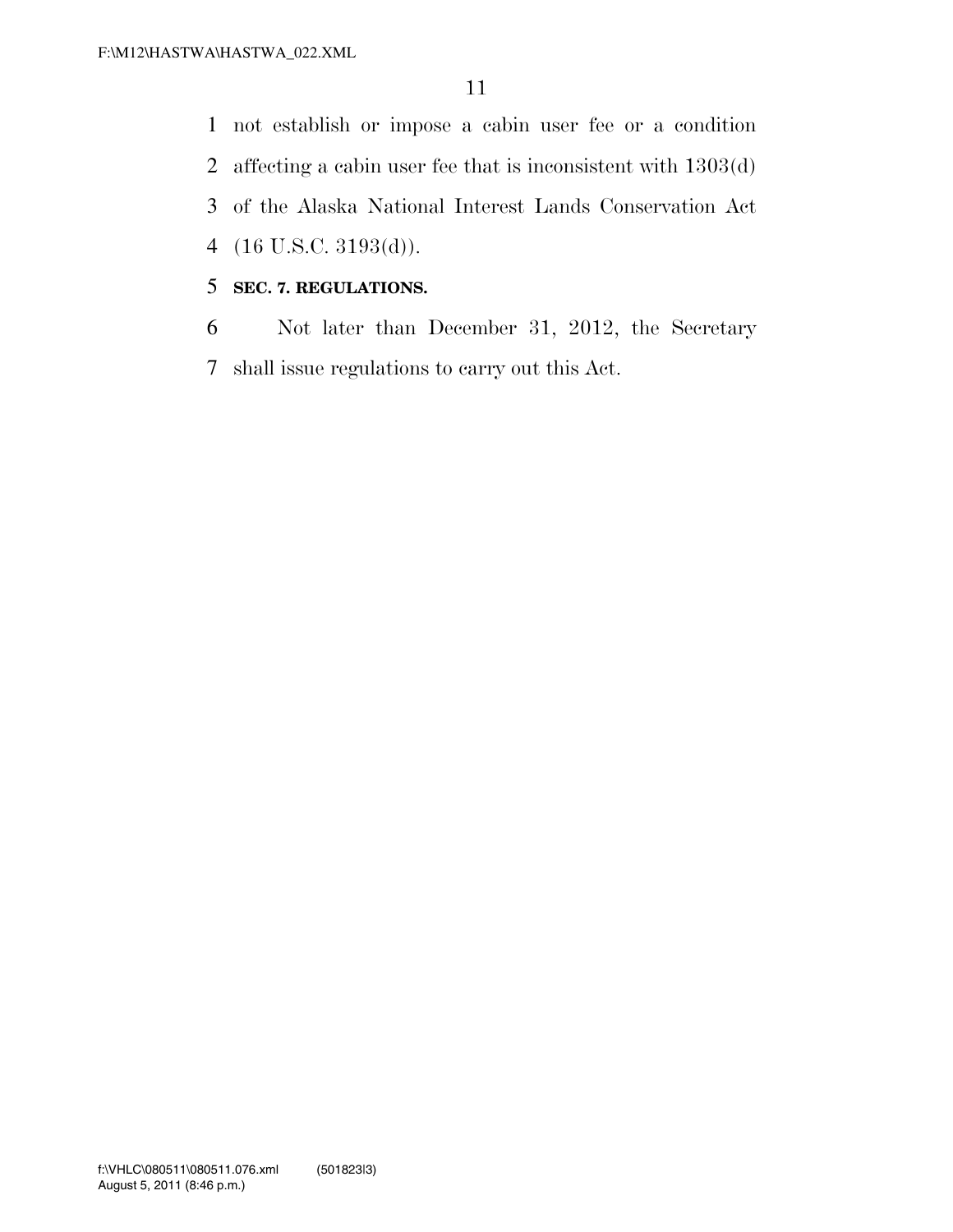not establish or impose a cabin user fee or a condition affecting a cabin user fee that is inconsistent with 1303(d) of the Alaska National Interest Lands Conservation Act (16 U.S.C. 3193(d)).

## SEC. 7. REGULATIONS.

Not later than December 31, 2012, the Secretary shall issue regulations to carry out this Act.